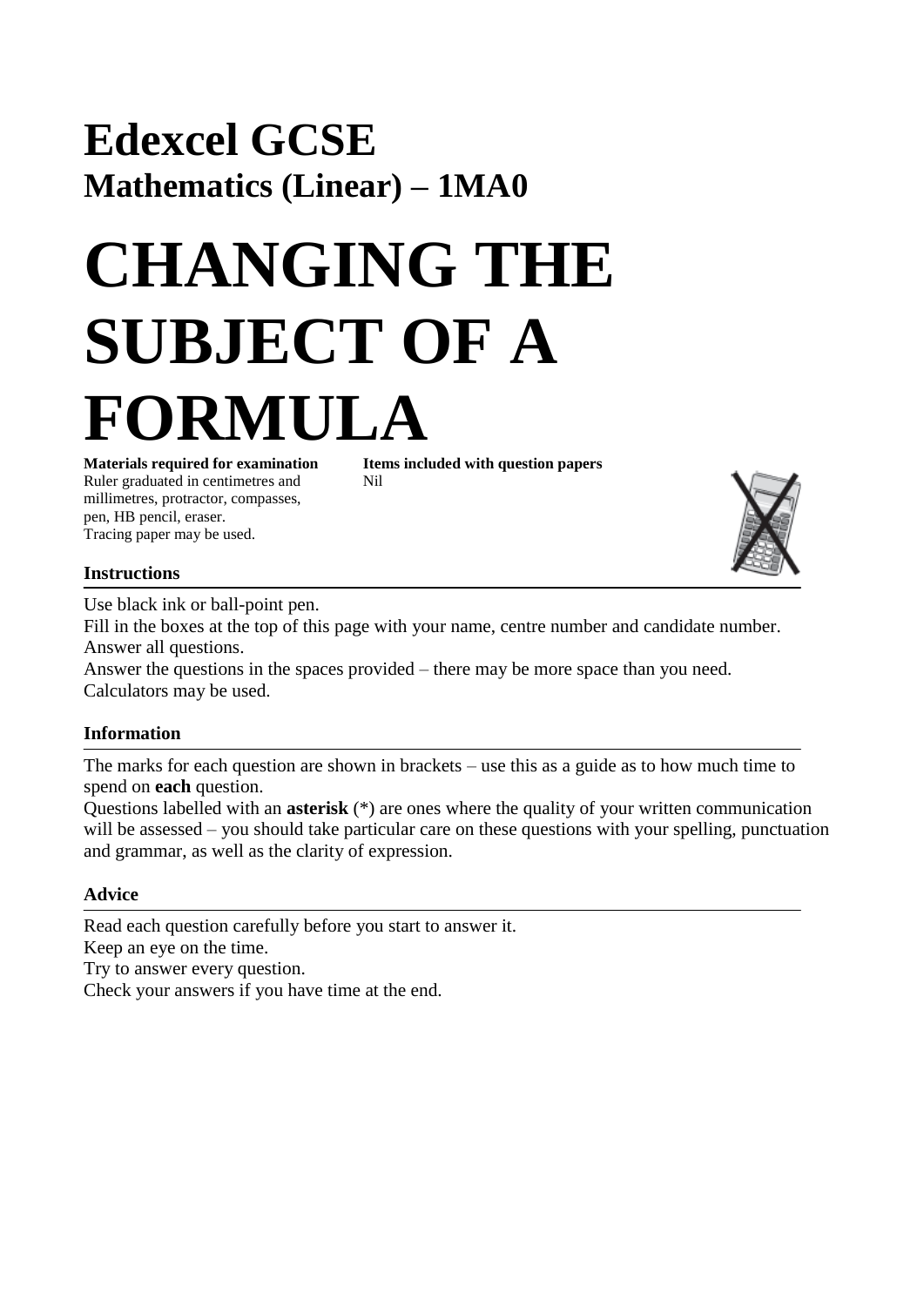# Edexcel GCSE

## Mathematics (Linear) – 1MA0

# CHANGING THE SUBJECT OF A FORMULA

**Materials required for examination**
Ruler graduated in centimetres and millimetres, protractor, compasses, pen, HB pencil, eraser.
Tracing paper may be used.

**Items included with question papers**
Nil

### Instructions

Use black ink or ball-point pen.
Fill in the boxes at the top of this page with your name, centre number and candidate number.
Answer all questions.
Answer the questions in the spaces provided – there may be more space than you need.
Calculators may be used.

### Information

The marks for each question are shown in brackets – use this as a guide as to how much time to spend on **each** question.
Questions labelled with an **asterisk** (*) are ones where the quality of your written communication will be assessed – you should take particular care on these questions with your spelling, punctuation and grammar, as well as the clarity of expression.

### Advice

Read each question carefully before you start to answer it.
Keep an eye on the time.
Try to answer every question.
Check your answers if you have time at the end.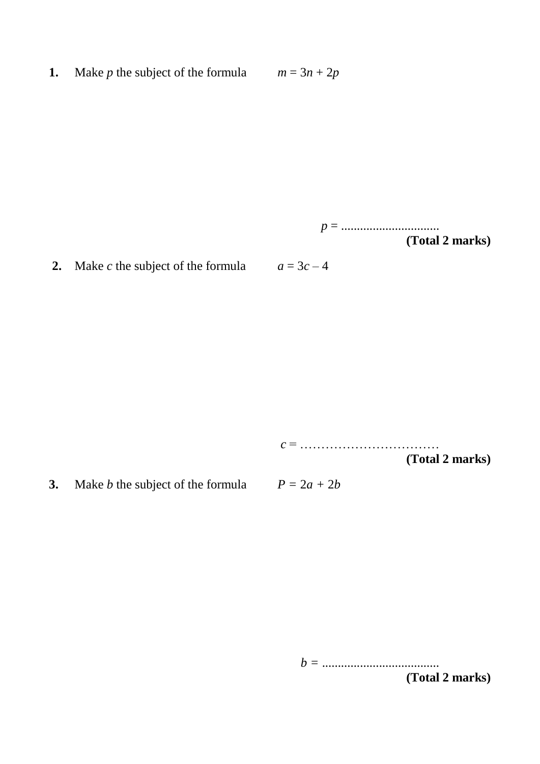**1.** Make $p$ the subject of the formula $m = 3n + 2p$

$p$ = ..............................

**(Total 2 marks)**

**2.** Make $c$ the subject of the formula $a = 3c – 4$

$c$ = ……………………………

**(Total 2 marks)**

**3.** Make $b$ the subject of the formula $P = 2a + 2b$

$b$ = ....................................

**(Total 2 marks)**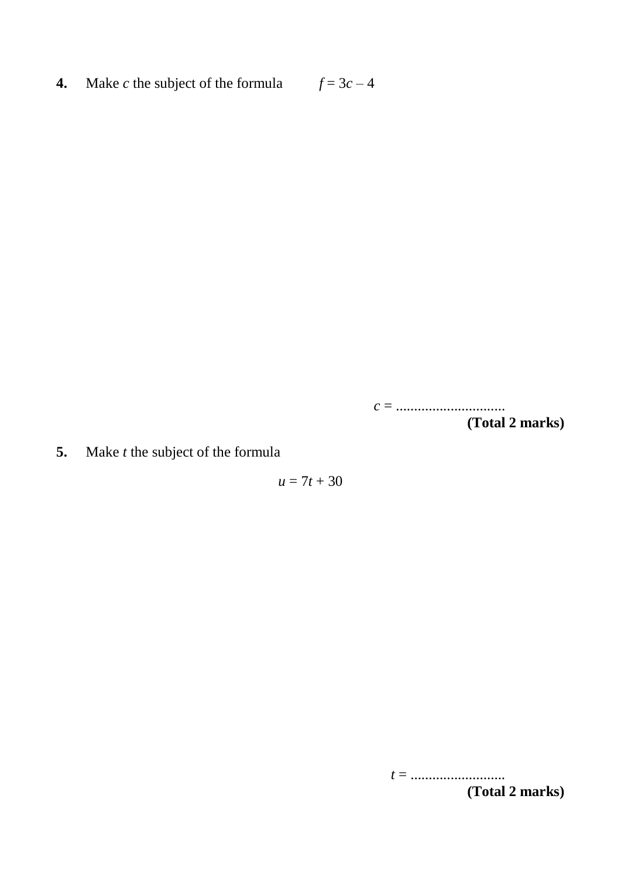**4.** Make $c$ the subject of the formula $f = 3c - 4$

$c$ = ..............................

**(Total 2 marks)**

**5.** Make $t$ the subject of the formula

$$u = 7t + 30$$

$t$ = ..........................

**(Total 2 marks)**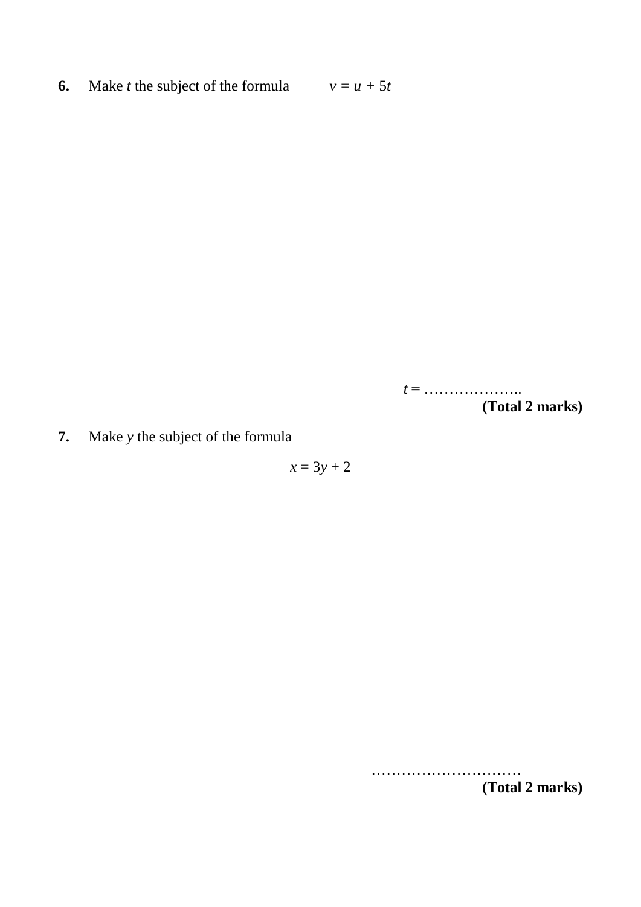**6.** Make $t$ the subject of the formula $v = u + 5t$

$t =$ ………………..

**(Total 2 marks)**

**7.** Make $y$ the subject of the formula

$$x = 3y + 2$$

…………………………

**(Total 2 marks)**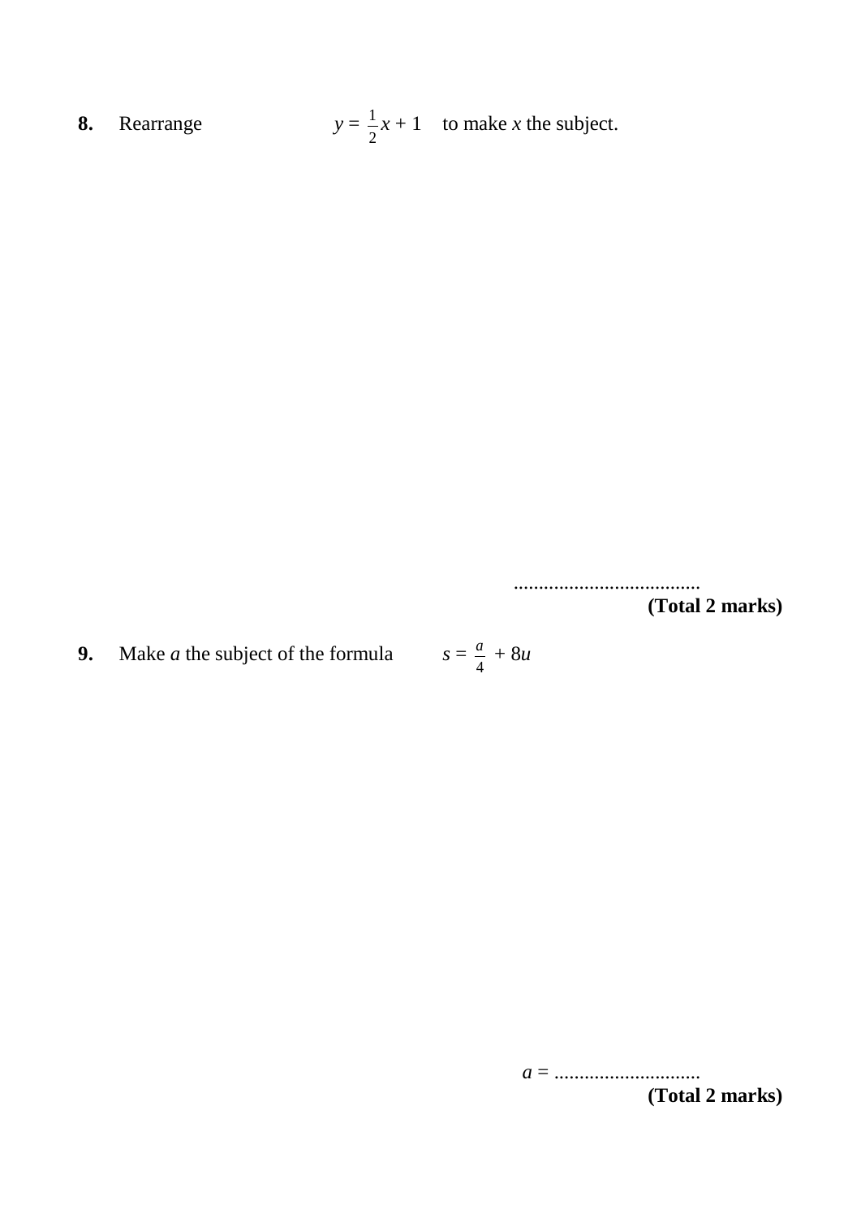**8.** Rearrange $y = \frac{1}{2}x + 1$ to make $x$ the subject.

.....................................

**(Total 2 marks)**

**9.** Make $a$ the subject of the formula $s = \frac{a}{4} + 8u$

$a$ = .............................

**(Total 2 marks)**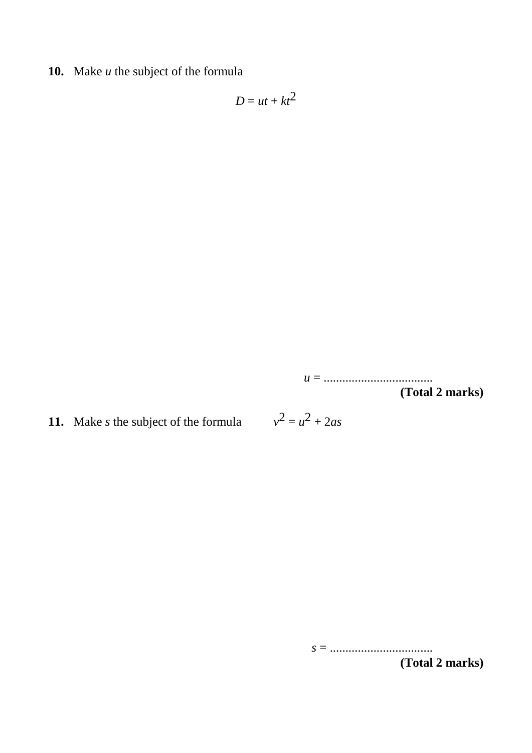**10.** Make $u$ the subject of the formula

$$D = ut + kt^2$$

$u$ = ...................................

**(Total 2 marks)**

**11.** Make $s$ the subject of the formula $v^2 = u^2 + 2as$

$s$ = .................................

**(Total 2 marks)**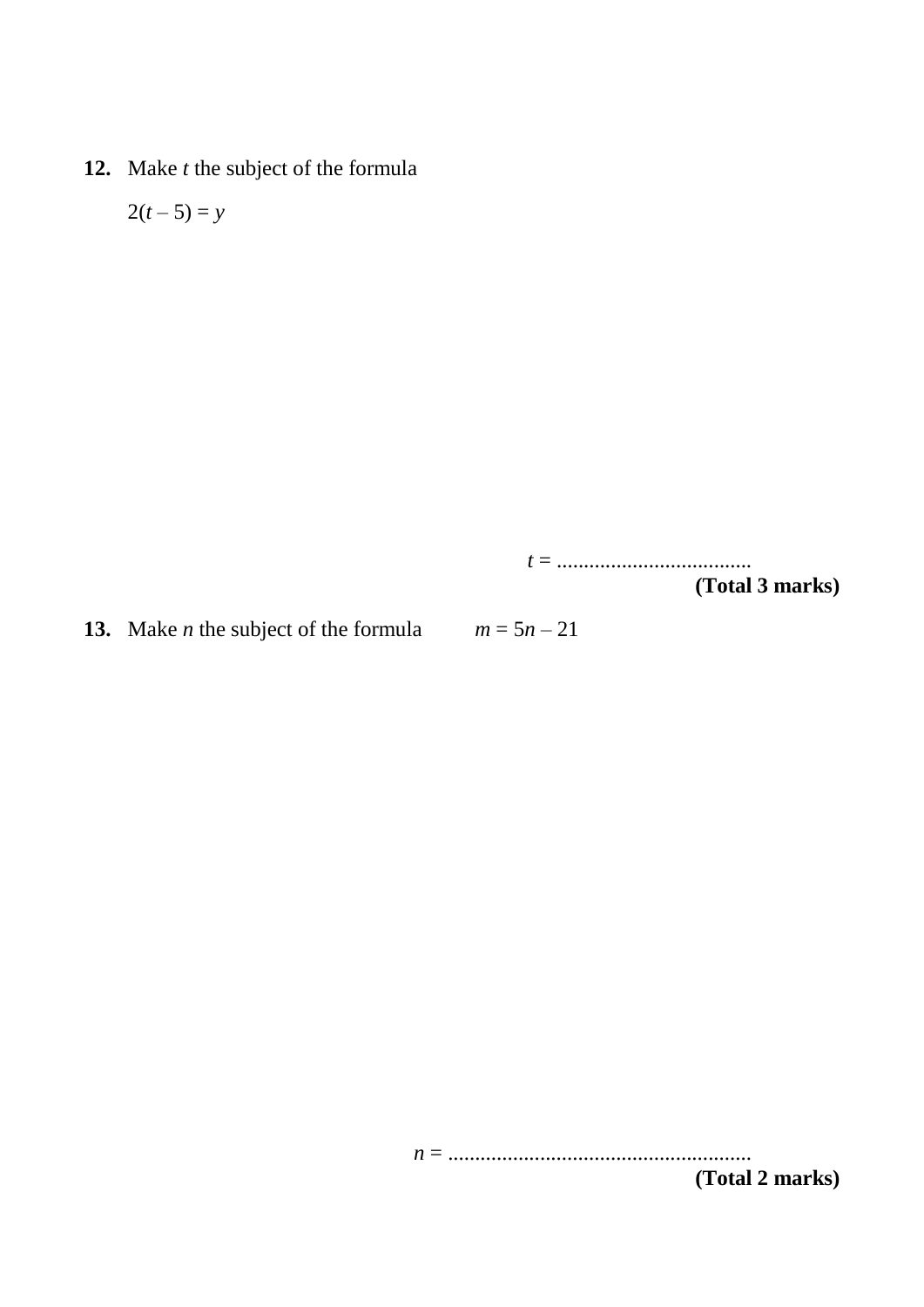**12.** Make $t$ the subject of the formula

$2(t - 5) = y$

$t$ = ....................................

**(Total 3 marks)**

**13.** Make $n$ the subject of the formula $m = 5n - 21$

$n$ = ........................................................

**(Total 2 marks)**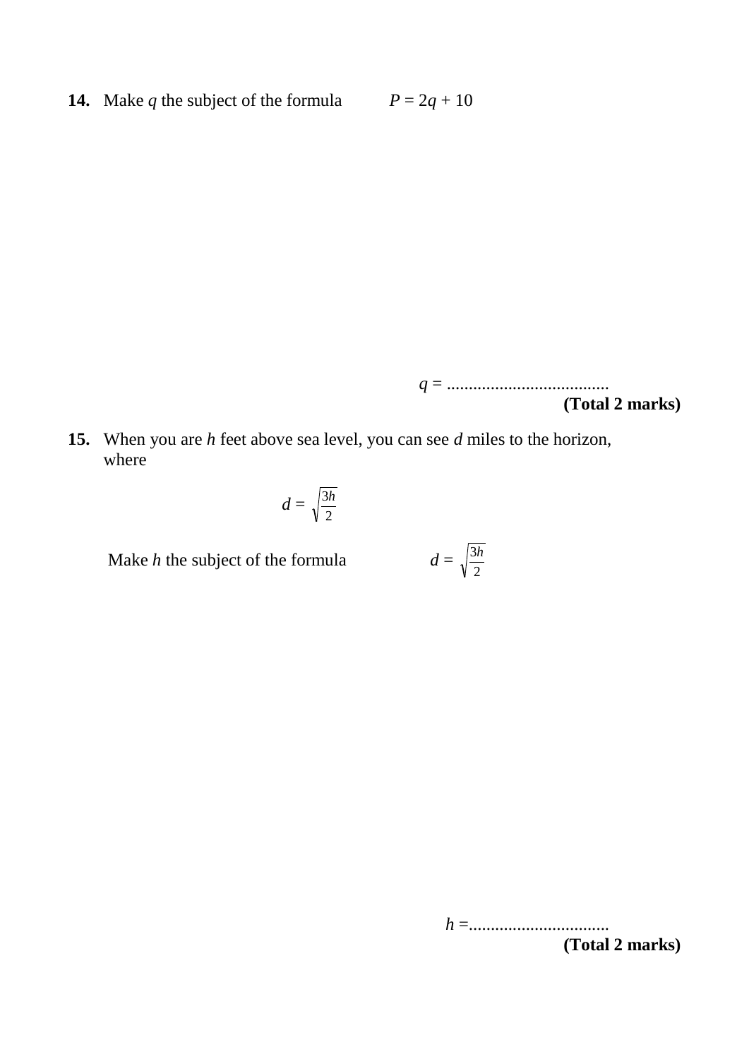**14.** Make $q$ the subject of the formula $\qquad P = 2q + 10$

$q$ = .....................................

**(Total 2 marks)**

**15.** When you are $h$ feet above sea level, you can see $d$ miles to the horizon, where

$$d = \sqrt{\frac{3h}{2}}$$

Make $h$ the subject of the formula $\qquad d = \sqrt{\frac{3h}{2}}$

$h$ =................................

**(Total 2 marks)**